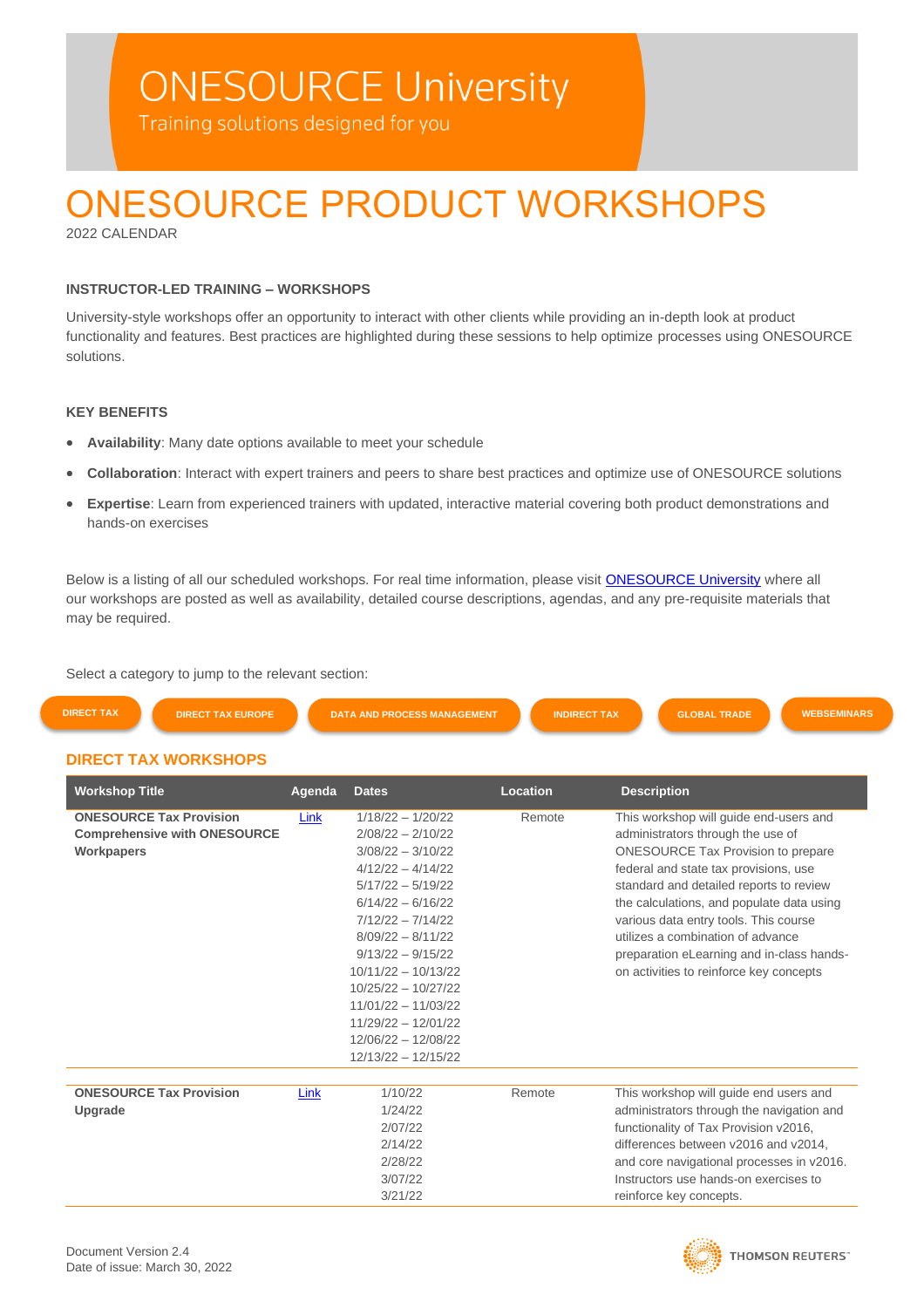# ONESOURCE University

Training solutions designed for you

# ONESOURCE PRODUCT WORKSHOPS

2022 CALENDAR

### INSTRUCTOR-LED TRAINING – WORKSHOPS

University-style workshops offer an opportunity to interact with other clients while providing an in-depth look at product functionality and features. Best practices are highlighted during these sessions to help optimize processes using ONESOURCE solutions.

### KEY BENEFITS

- **Availability**: Many date options available to meet your schedule
- **Collaboration**: Interact with expert trainers and peers to share best practices and optimize use of ONESOURCE solutions
- **Expertise**: Learn from experienced trainers with updated, interactive material covering both product demonstrations and hands-on exercises

Below is a listing of all our scheduled workshops. For real time information, please visit [ONESOURCE University] where all our workshops are posted as well as availability, detailed course descriptions, agendas, and any pre-requisite materials that may be required.

Select a category to jump to the relevant section:

DIRECT TAX | DIRECT TAX EUROPE | DATA AND PROCESS MANAGEMENT | INDIRECT TAX | GLOBAL TRADE | WEBSEMINARS

## DIRECT TAX WORKSHOPS

| Workshop Title | Agenda | Dates | Location | Description |
|---|---|---|---|---|
| **ONESOURCE Tax Provision Comprehensive with ONESOURCE Workpapers** | Link | 1/18/22 – 1/20/22<br>2/08/22 – 2/10/22<br>3/08/22 – 3/10/22<br>4/12/22 – 4/14/22<br>5/17/22 – 5/19/22<br>6/14/22 – 6/16/22<br>7/12/22 – 7/14/22<br>8/09/22 – 8/11/22<br>9/13/22 – 9/15/22<br>10/11/22 – 10/13/22<br>10/25/22 – 10/27/22<br>11/01/22 – 11/03/22<br>11/29/22 – 12/01/22<br>12/06/22 – 12/08/22<br>12/13/22 – 12/15/22 | Remote | This workshop will guide end-users and administrators through the use of ONESOURCE Tax Provision to prepare federal and state tax provisions, use standard and detailed reports to review the calculations, and populate data using various data entry tools. This course utilizes a combination of advance preparation eLearning and in-class hands-on activities to reinforce key concepts |
| **ONESOURCE Tax Provision Upgrade** | Link | 1/10/22<br>1/24/22<br>2/07/22<br>2/14/22<br>2/28/22<br>3/07/22<br>3/21/22 | Remote | This workshop will guide end users and administrators through the navigation and functionality of Tax Provision v2016, differences between v2016 and v2014, and core navigational processes in v2016. Instructors use hands-on exercises to reinforce key concepts. |

Document Version 2.4
Date of issue: March 30, 2022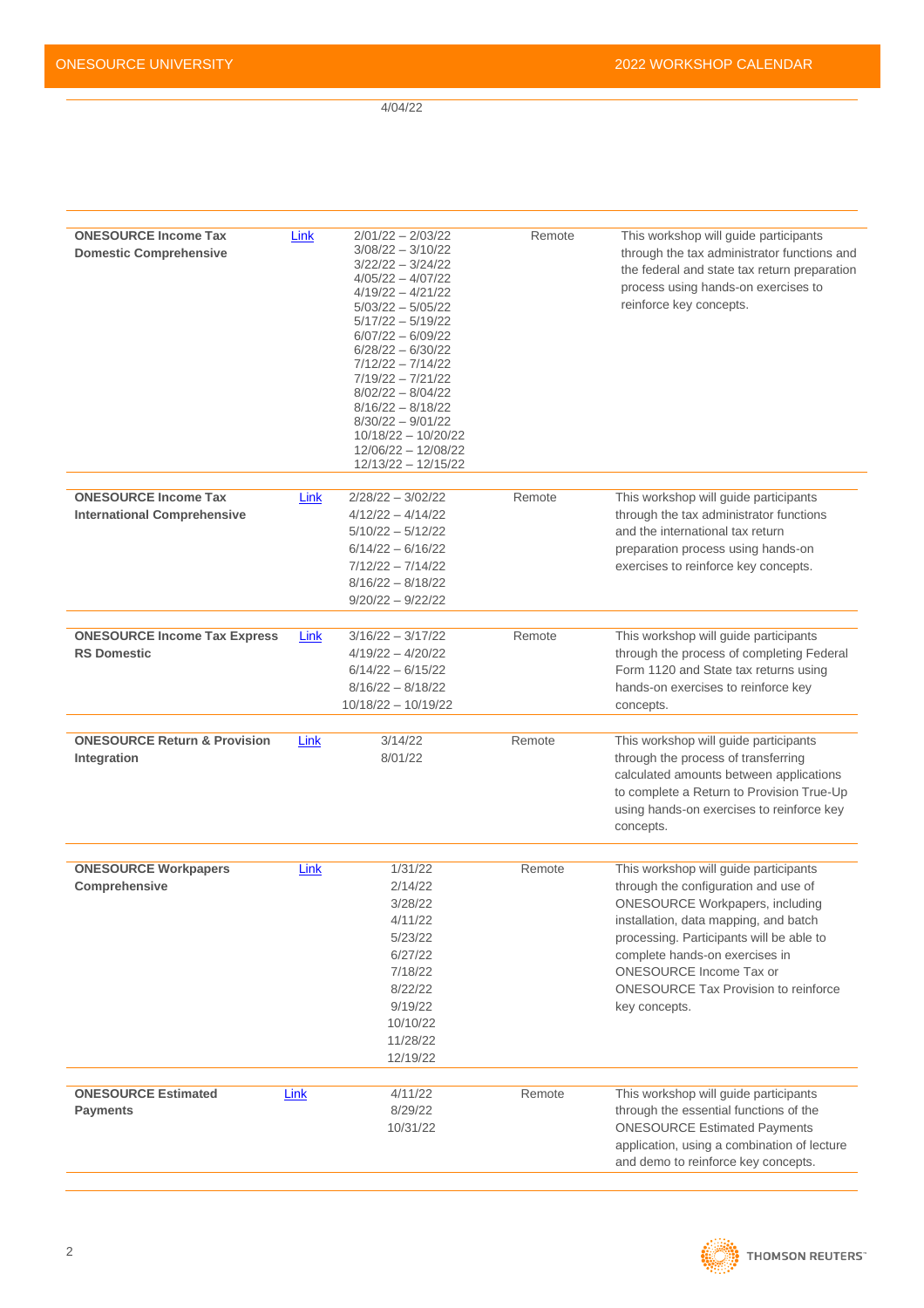4/04/22

| | | | | |
|---|---|---|---|---|
| **ONESOURCE Income Tax Domestic Comprehensive** | Link | 2/01/22 – 2/03/22<br>3/08/22 – 3/10/22<br>3/22/22 – 3/24/22<br>4/05/22 – 4/07/22<br>4/19/22 – 4/21/22<br>5/03/22 – 5/05/22<br>5/17/22 – 5/19/22<br>6/07/22 – 6/09/22<br>6/28/22 – 6/30/22<br>7/12/22 – 7/14/22<br>7/19/22 – 7/21/22<br>8/02/22 – 8/04/22<br>8/16/22 – 8/18/22<br>8/30/22 – 9/01/22<br>10/18/22 – 10/20/22<br>12/06/22 – 12/08/22<br>12/13/22 – 12/15/22 | Remote | This workshop will guide participants through the tax administrator functions and the federal and state tax return preparation process using hands-on exercises to reinforce key concepts. |
| **ONESOURCE Income Tax International Comprehensive** | Link | 2/28/22 – 3/02/22<br>4/12/22 – 4/14/22<br>5/10/22 – 5/12/22<br>6/14/22 – 6/16/22<br>7/12/22 – 7/14/22<br>8/16/22 – 8/18/22<br>9/20/22 – 9/22/22 | Remote | This workshop will guide participants through the tax administrator functions and the international tax return preparation process using hands-on exercises to reinforce key concepts. |
| **ONESOURCE Income Tax Express RS Domestic** | Link | 3/16/22 – 3/17/22<br>4/19/22 – 4/20/22<br>6/14/22 – 6/15/22<br>8/16/22 – 8/18/22<br>10/18/22 – 10/19/22 | Remote | This workshop will guide participants through the process of completing Federal Form 1120 and State tax returns using hands-on exercises to reinforce key concepts. |
| **ONESOURCE Return & Provision Integration** | Link | 3/14/22<br>8/01/22 | Remote | This workshop will guide participants through the process of transferring calculated amounts between applications to complete a Return to Provision True-Up using hands-on exercises to reinforce key concepts. |
| **ONESOURCE Workpapers Comprehensive** | Link | 1/31/22<br>2/14/22<br>3/28/22<br>4/11/22<br>5/23/22<br>6/27/22<br>7/18/22<br>8/22/22<br>9/19/22<br>10/10/22<br>11/28/22<br>12/19/22 | Remote | This workshop will guide participants through the configuration and use of ONESOURCE Workpapers, including installation, data mapping, and batch processing. Participants will be able to complete hands-on exercises in ONESOURCE Income Tax or ONESOURCE Tax Provision to reinforce key concepts. |
| **ONESOURCE Estimated Payments** | Link | 4/11/22<br>8/29/22<br>10/31/22 | Remote | This workshop will guide participants through the essential functions of the ONESOURCE Estimated Payments application, using a combination of lecture and demo to reinforce key concepts. |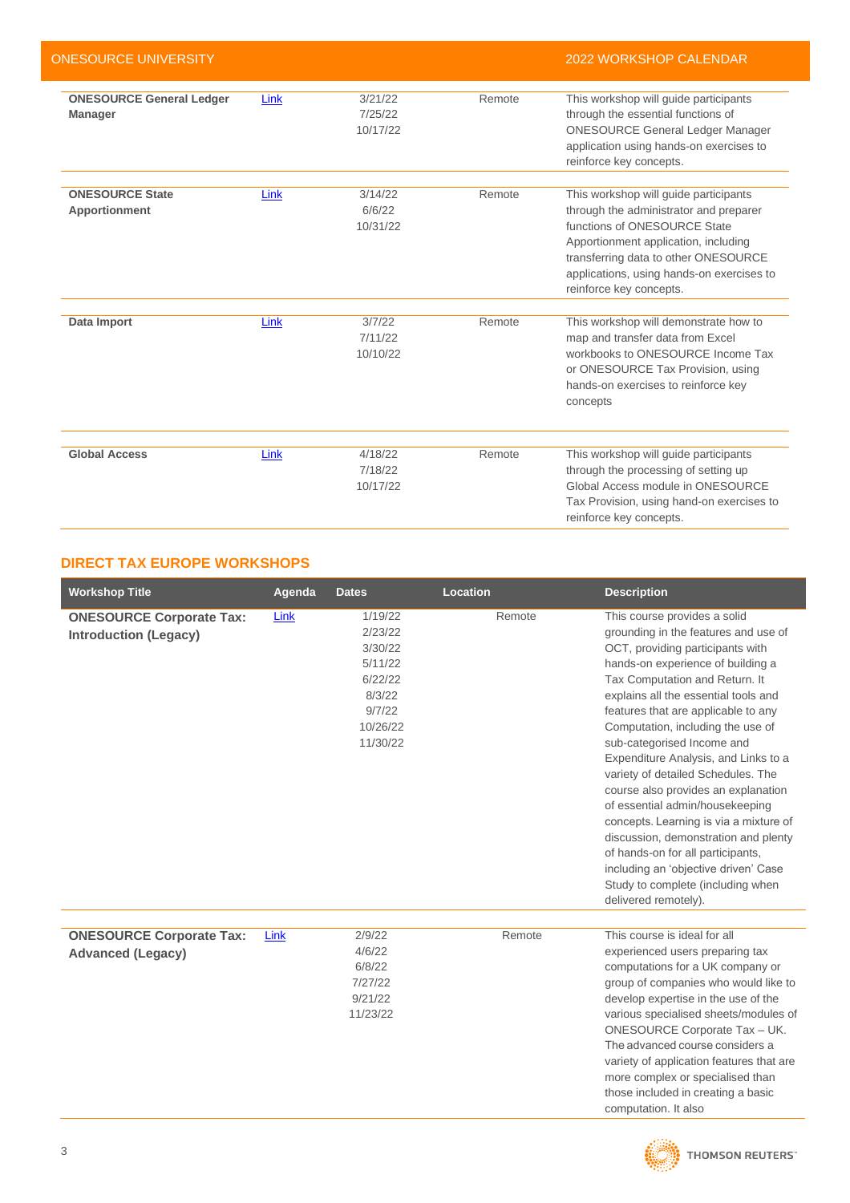| | | | | |
|---|---|---|---|---|
| **ONESOURCE General Ledger Manager** | Link | 3/21/22<br>7/25/22<br>10/17/22 | Remote | This workshop will guide participants through the essential functions of ONESOURCE General Ledger Manager application using hands-on exercises to reinforce key concepts. |
| **ONESOURCE State Apportionment** | Link | 3/14/22<br>6/6/22<br>10/31/22 | Remote | This workshop will guide participants through the administrator and preparer functions of ONESOURCE State Apportionment application, including transferring data to other ONESOURCE applications, using hands-on exercises to reinforce key concepts. |
| **Data Import** | Link | 3/7/22<br>7/11/22<br>10/10/22 | Remote | This workshop will demonstrate how to map and transfer data from Excel workbooks to ONESOURCE Income Tax or ONESOURCE Tax Provision, using hands-on exercises to reinforce key concepts |
| **Global Access** | Link | 4/18/22<br>7/18/22<br>10/17/22 | Remote | This workshop will guide participants through the processing of setting up Global Access module in ONESOURCE Tax Provision, using hand-on exercises to reinforce key concepts. |

## DIRECT TAX EUROPE WORKSHOPS

| Workshop Title | Agenda | Dates | Location | Description |
|---|---|---|---|---|
| **ONESOURCE Corporate Tax: Introduction (Legacy)** | Link | 1/19/22<br>2/23/22<br>3/30/22<br>5/11/22<br>6/22/22<br>8/3/22<br>9/7/22<br>10/26/22<br>11/30/22 | Remote | This course provides a solid grounding in the features and use of OCT, providing participants with hands-on experience of building a Tax Computation and Return. It explains all the essential tools and features that are applicable to any Computation, including the use of sub-categorised Income and Expenditure Analysis, and Links to a variety of detailed Schedules. The course also provides an explanation of essential admin/housekeeping concepts. Learning is via a mixture of discussion, demonstration and plenty of hands-on for all participants, including an 'objective driven' Case Study to complete (including when delivered remotely). |
| **ONESOURCE Corporate Tax: Advanced (Legacy)** | Link | 2/9/22<br>4/6/22<br>6/8/22<br>7/27/22<br>9/21/22<br>11/23/22 | Remote | This course is ideal for all experienced users preparing tax computations for a UK company or group of companies who would like to develop expertise in the use of the various specialised sheets/modules of ONESOURCE Corporate Tax – UK. The advanced course considers a variety of application features that are more complex or specialised than those included in creating a basic computation. It also |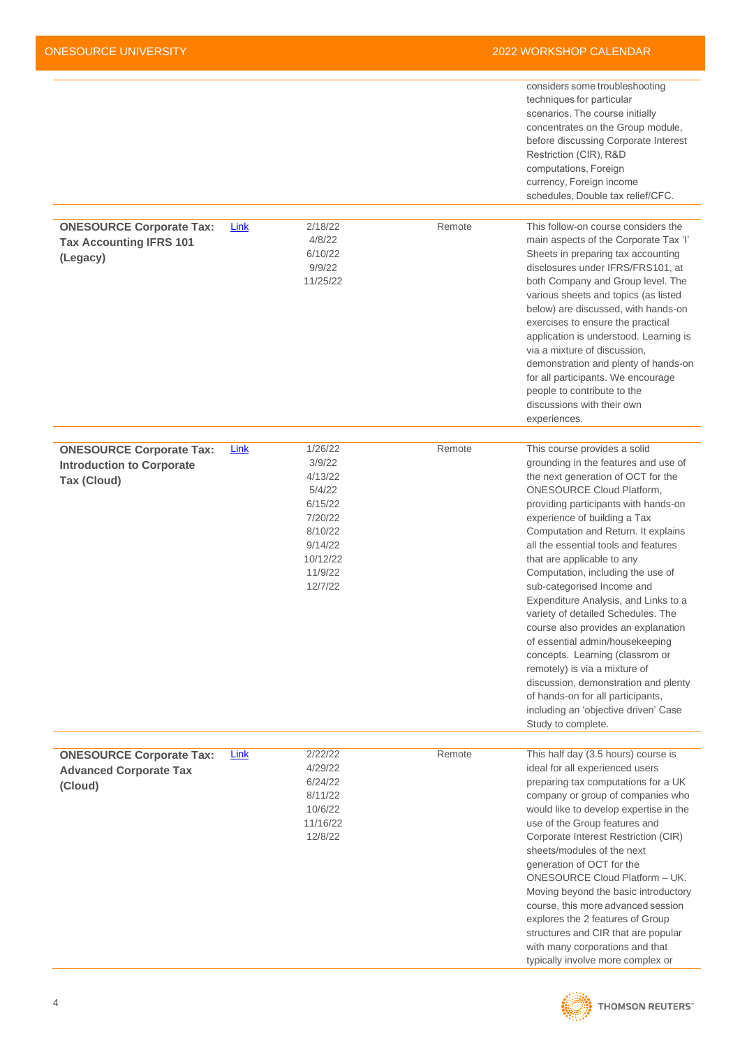| | | | | |
|---|---|---|---|---|
| | | | | considers some troubleshooting techniques for particular scenarios. The course initially concentrates on the Group module, before discussing Corporate Interest Restriction (CIR), R&D computations, Foreign currency, Foreign income schedules, Double tax relief/CFC. |
| **ONESOURCE Corporate Tax: Tax Accounting IFRS 101 (Legacy)** | Link | 2/18/22<br>4/8/22<br>6/10/22<br>9/9/22<br>11/25/22 | Remote | This follow-on course considers the main aspects of the Corporate Tax 'I' Sheets in preparing tax accounting disclosures under IFRS/FRS101, at both Company and Group level. The various sheets and topics (as listed below) are discussed, with hands-on exercises to ensure the practical application is understood. Learning is via a mixture of discussion, demonstration and plenty of hands-on for all participants. We encourage people to contribute to the discussions with their own experiences. |
| **ONESOURCE Corporate Tax: Introduction to Corporate Tax (Cloud)** | Link | 1/26/22<br>3/9/22<br>4/13/22<br>5/4/22<br>6/15/22<br>7/20/22<br>8/10/22<br>9/14/22<br>10/12/22<br>11/9/22<br>12/7/22 | Remote | This course provides a solid grounding in the features and use of the next generation of OCT for the ONESOURCE Cloud Platform, providing participants with hands-on experience of building a Tax Computation and Return. It explains all the essential tools and features that are applicable to any Computation, including the use of sub-categorised Income and Expenditure Analysis, and Links to a variety of detailed Schedules. The course also provides an explanation of essential admin/housekeeping concepts. Learning (classrom or remotely) is via a mixture of discussion, demonstration and plenty of hands-on for all participants, including an 'objective driven' Case Study to complete. |
| **ONESOURCE Corporate Tax: Advanced Corporate Tax (Cloud)** | Link | 2/22/22<br>4/29/22<br>6/24/22<br>8/11/22<br>10/6/22<br>11/16/22<br>12/8/22 | Remote | This half day (3.5 hours) course is ideal for all experienced users preparing tax computations for a UK company or group of companies who would like to develop expertise in the use of the Group features and Corporate Interest Restriction (CIR) sheets/modules of the next generation of OCT for the ONESOURCE Cloud Platform – UK. Moving beyond the basic introductory course, this more advanced session explores the 2 features of Group structures and CIR that are popular with many corporations and that typically involve more complex or |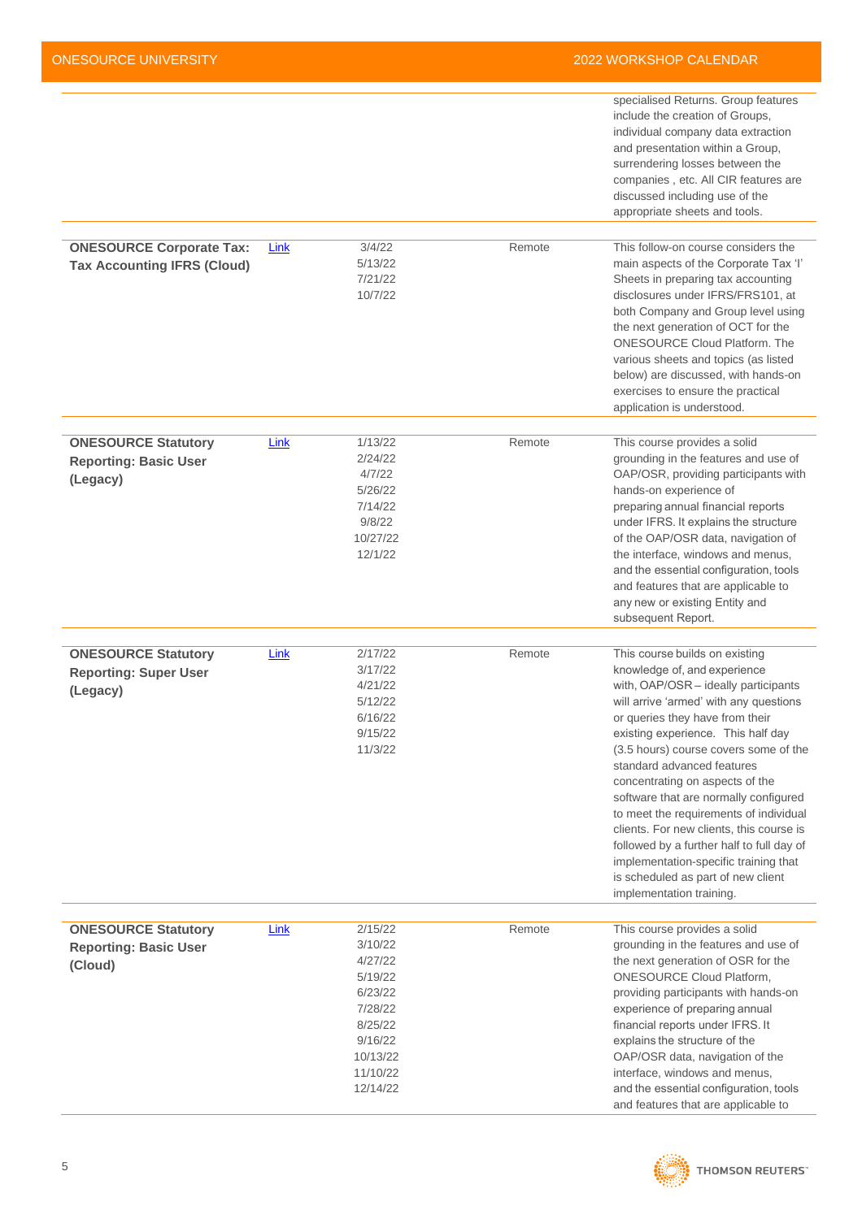| | | | | |
|---|---|---|---|---|
| | | | | specialised Returns. Group features include the creation of Groups, individual company data extraction and presentation within a Group, surrendering losses between the companies , etc. All CIR features are discussed including use of the appropriate sheets and tools. |
| **ONESOURCE Corporate Tax: Tax Accounting IFRS (Cloud)** | Link | 3/4/22<br>5/13/22<br>7/21/22<br>10/7/22 | Remote | This follow-on course considers the main aspects of the Corporate Tax 'I' Sheets in preparing tax accounting disclosures under IFRS/FRS101, at both Company and Group level using the next generation of OCT for the ONESOURCE Cloud Platform. The various sheets and topics (as listed below) are discussed, with hands-on exercises to ensure the practical application is understood. |
| **ONESOURCE Statutory Reporting: Basic User (Legacy)** | Link | 1/13/22<br>2/24/22<br>4/7/22<br>5/26/22<br>7/14/22<br>9/8/22<br>10/27/22<br>12/1/22 | Remote | This course provides a solid grounding in the features and use of OAP/OSR, providing participants with hands-on experience of preparing annual financial reports under IFRS. It explains the structure of the OAP/OSR data, navigation of the interface, windows and menus, and the essential configuration, tools and features that are applicable to any new or existing Entity and subsequent Report. |
| **ONESOURCE Statutory Reporting: Super User (Legacy)** | Link | 2/17/22<br>3/17/22<br>4/21/22<br>5/12/22<br>6/16/22<br>9/15/22<br>11/3/22 | Remote | This course builds on existing knowledge of, and experience with, OAP/OSR – ideally participants will arrive 'armed' with any questions or queries they have from their existing experience. This half day (3.5 hours) course covers some of the standard advanced features concentrating on aspects of the software that are normally configured to meet the requirements of individual clients. For new clients, this course is followed by a further half to full day of implementation-specific training that is scheduled as part of new client implementation training. |
| **ONESOURCE Statutory Reporting: Basic User (Cloud)** | Link | 2/15/22<br>3/10/22<br>4/27/22<br>5/19/22<br>6/23/22<br>7/28/22<br>8/25/22<br>9/16/22<br>10/13/22<br>11/10/22<br>12/14/22 | Remote | This course provides a solid grounding in the features and use of the next generation of OSR for the ONESOURCE Cloud Platform, providing participants with hands-on experience of preparing annual financial reports under IFRS. It explains the structure of the OAP/OSR data, navigation of the interface, windows and menus, and the essential configuration, tools and features that are applicable to |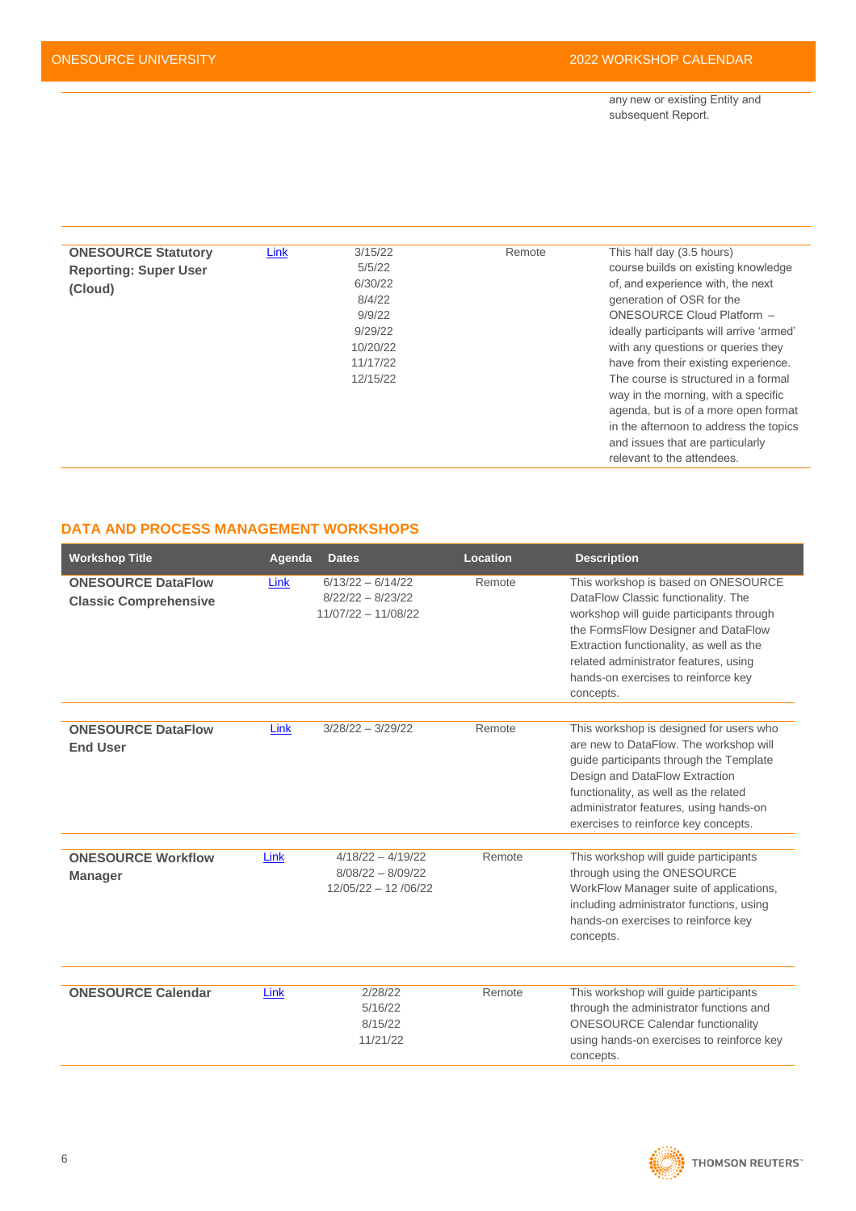| | | | | |
|---|---|---|---|---|
| | | | | any new or existing Entity and subsequent Report. |
| **ONESOURCE Statutory Reporting: Super User (Cloud)** | Link | 3/15/22<br>5/5/22<br>6/30/22<br>8/4/22<br>9/9/22<br>9/29/22<br>10/20/22<br>11/17/22<br>12/15/22 | Remote | This half day (3.5 hours) course builds on existing knowledge of, and experience with, the next generation of OSR for the ONESOURCE Cloud Platform – ideally participants will arrive 'armed' with any questions or queries they have from their existing experience. The course is structured in a formal way in the morning, with a specific agenda, but is of a more open format in the afternoon to address the topics and issues that are particularly relevant to the attendees. |

## DATA AND PROCESS MANAGEMENT WORKSHOPS

| Workshop Title | Agenda | Dates | Location | Description |
|---|---|---|---|---|
| **ONESOURCE DataFlow Classic Comprehensive** | Link | 6/13/22 – 6/14/22<br>8/22/22 – 8/23/22<br>11/07/22 – 11/08/22 | Remote | This workshop is based on ONESOURCE DataFlow Classic functionality. The workshop will guide participants through the FormsFlow Designer and DataFlow Extraction functionality, as well as the related administrator features, using hands-on exercises to reinforce key concepts. |
| **ONESOURCE DataFlow End User** | Link | 3/28/22 – 3/29/22 | Remote | This workshop is designed for users who are new to DataFlow. The workshop will guide participants through the Template Design and DataFlow Extraction functionality, as well as the related administrator features, using hands-on exercises to reinforce key concepts. |
| **ONESOURCE Workflow Manager** | Link | 4/18/22 – 4/19/22<br>8/08/22 – 8/09/22<br>12/05/22 – 12 /06/22 | Remote | This workshop will guide participants through using the ONESOURCE WorkFlow Manager suite of applications, including administrator functions, using hands-on exercises to reinforce key concepts. |
| **ONESOURCE Calendar** | Link | 2/28/22<br>5/16/22<br>8/15/22<br>11/21/22 | Remote | This workshop will guide participants through the administrator functions and ONESOURCE Calendar functionality using hands-on exercises to reinforce key concepts. |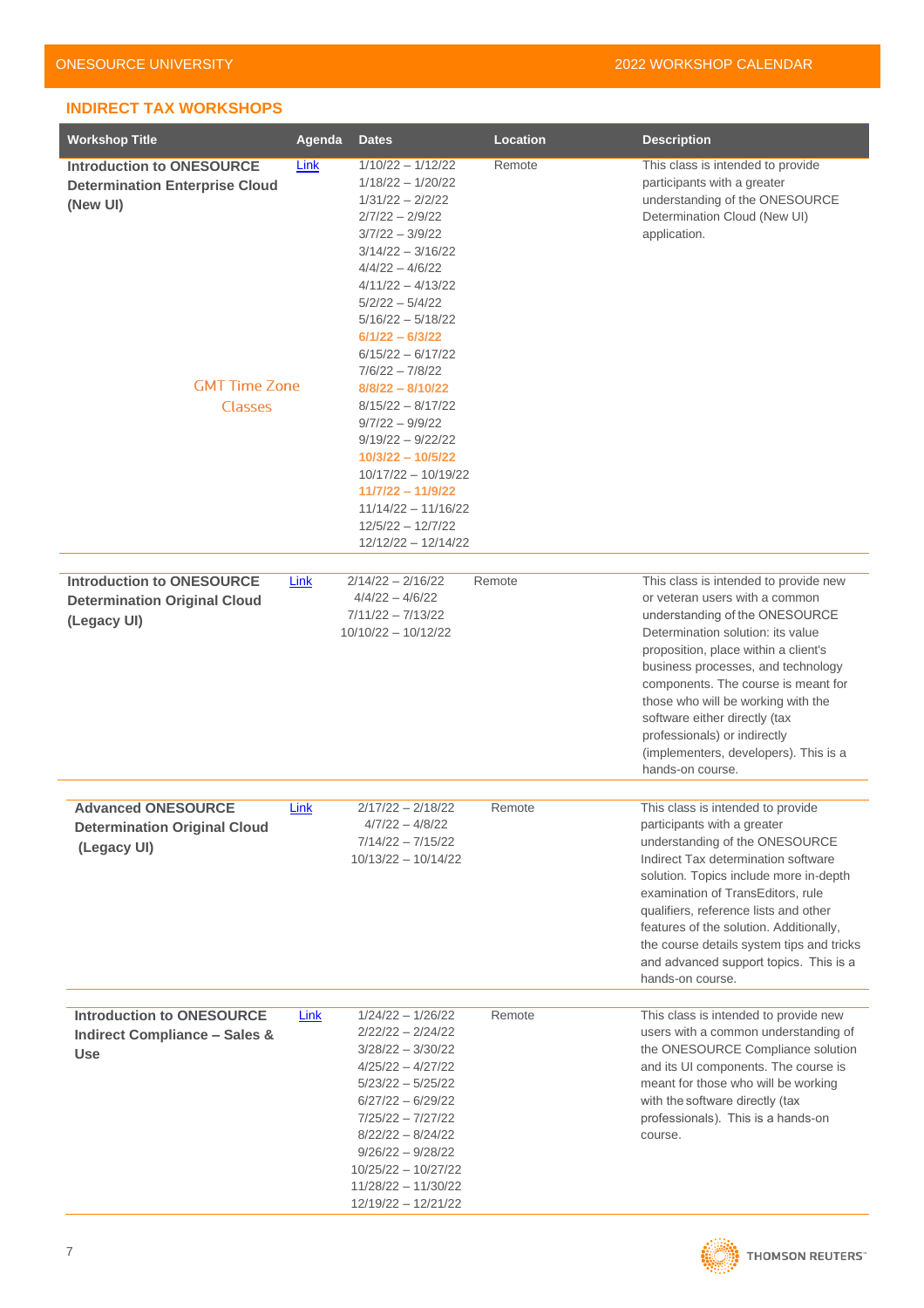## INDIRECT TAX WORKSHOPS

| Workshop Title | Agenda | Dates | Location | Description |
|---|---|---|---|---|
| **Introduction to ONESOURCE Determination Enterprise Cloud (New UI)**<br><br>GMT Time Zone Classes | Link | 1/10/22 – 1/12/22<br>1/18/22 – 1/20/22<br>1/31/22 – 2/2/22<br>2/7/22 – 2/9/22<br>3/7/22 – 3/9/22<br>3/14/22 – 3/16/22<br>4/4/22 – 4/6/22<br>4/11/22 – 4/13/22<br>5/2/22 – 5/4/22<br>5/16/22 – 5/18/22<br>**6/1/22 – 6/3/22**<br>6/15/22 – 6/17/22<br>7/6/22 – 7/8/22<br>**8/8/22 – 8/10/22**<br>8/15/22 – 8/17/22<br>9/7/22 – 9/9/22<br>9/19/22 – 9/22/22<br>**10/3/22 – 10/5/22**<br>10/17/22 – 10/19/22<br>**11/7/22 – 11/9/22**<br>11/14/22 – 11/16/22<br>12/5/22 – 12/7/22<br>12/12/22 – 12/14/22 | Remote | This class is intended to provide participants with a greater understanding of the ONESOURCE Determination Cloud (New UI) application. |
| **Introduction to ONESOURCE Determination Original Cloud (Legacy UI)** | Link | 2/14/22 – 2/16/22<br>4/4/22 – 4/6/22<br>7/11/22 – 7/13/22<br>10/10/22 – 10/12/22 | Remote | This class is intended to provide new or veteran users with a common understanding of the ONESOURCE Determination solution: its value proposition, place within a client's business processes, and technology components. The course is meant for those who will be working with the software either directly (tax professionals) or indirectly (implementers, developers). This is a hands-on course. |
| **Advanced ONESOURCE Determination Original Cloud (Legacy UI)** | Link | 2/17/22 – 2/18/22<br>4/7/22 – 4/8/22<br>7/14/22 – 7/15/22<br>10/13/22 – 10/14/22 | Remote | This class is intended to provide participants with a greater understanding of the ONESOURCE Indirect Tax determination solution. Topics include more in-depth examination of TransEditors, rule qualifiers, reference lists and other features of the solution. Additionally, the course details system tips and tricks and advanced support topics. This is a hands-on course. |
| **Introduction to ONESOURCE Indirect Compliance – Sales & Use** | Link | 1/24/22 – 1/26/22<br>2/22/22 – 2/24/22<br>3/28/22 – 3/30/22<br>4/25/22 – 4/27/22<br>5/23/22 – 5/25/22<br>6/27/22 – 6/29/22<br>7/25/22 – 7/27/22<br>8/22/22 – 8/24/22<br>9/26/22 – 9/28/22<br>10/25/22 – 10/27/22<br>11/28/22 – 11/30/22<br>12/19/22 – 12/21/22 | Remote | This class is intended to provide new users with a common understanding of the ONESOURCE Compliance solution and its UI components. The course is meant for those who will be working with the software directly (tax professionals). This is a hands-on course. |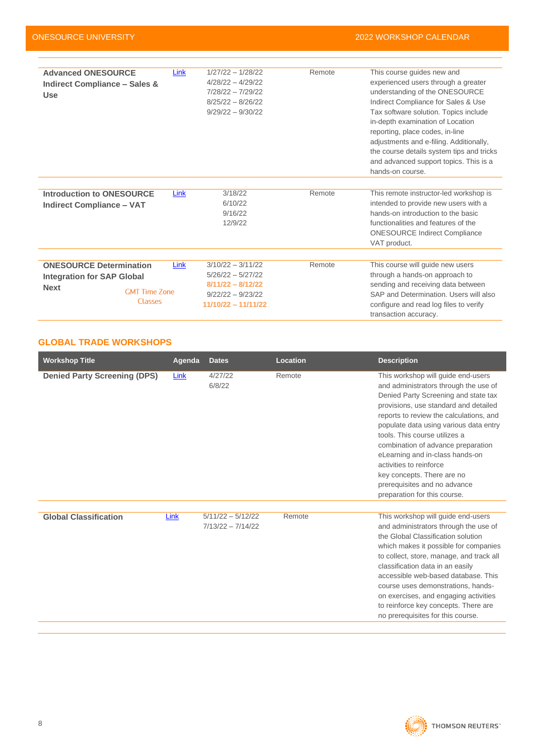| Workshop Title | Agenda | Dates | Location | Description |
|---|---|---|---|---|
| **Advanced ONESOURCE Indirect Compliance – Sales & Use** | Link | 1/27/22 – 1/28/22<br>4/28/22 – 4/29/22<br>7/28/22 – 7/29/22<br>8/25/22 – 8/26/22<br>9/29/22 – 9/30/22 | Remote | This course guides new and experienced users through a greater understanding of the ONESOURCE Indirect Compliance for Sales & Use Tax software solution. Topics include in-depth examination of Location reporting, place codes, in-line adjustments and e-filing. Additionally, the course details system tips and tricks and advanced support topics. This is a hands-on course. |
| **Introduction to ONESOURCE Indirect Compliance – VAT** | Link | 3/18/22<br>6/10/22<br>9/16/22<br>12/9/22 | Remote | This remote instructor-led workshop is intended to provide new users with a hands-on introduction to the basic functionalities and features of the ONESOURCE Indirect Compliance VAT product. |
| **ONESOURCE Determination Integration for SAP Global Next**<br>GMT Time Zone Classes | Link | 3/10/22 – 3/11/22<br>5/26/22 – 5/27/22<br>**8/11/22 – 8/12/22**<br>9/22/22 – 9/23/22<br>**11/10/22 – 11/11/22** | Remote | This course will guide new users through a hands-on approach to sending and receiving data between SAP and Determination. Users will also configure and read log files to verify transaction accuracy. |

## GLOBAL TRADE WORKSHOPS

| Workshop Title | Agenda | Dates | Location | Description |
|---|---|---|---|---|
| **Denied Party Screening (DPS)** | Link | 4/27/22<br>6/8/22 | Remote | This workshop will guide end-users and administrators through the use of Denied Party Screening and state tax provisions, use standard and detailed reports to review the calculations, and populate data using various data entry tools. This course utilizes a combination of advance preparation eLearning and in-class hands-on activities to reinforce key concepts. There are no prerequisites and no advance preparation for this course. |
| **Global Classification** | Link | 5/11/22 – 5/12/22<br>7/13/22 – 7/14/22 | Remote | This workshop will guide end-users and administrators through the use of the Global Classification solution which makes it possible for companies to collect, store, manage, and track all classification data in an easily accessible web-based database. This course uses demonstrations, hands-on exercises, and engaging activities to reinforce key concepts. There are no prerequisites for this course. |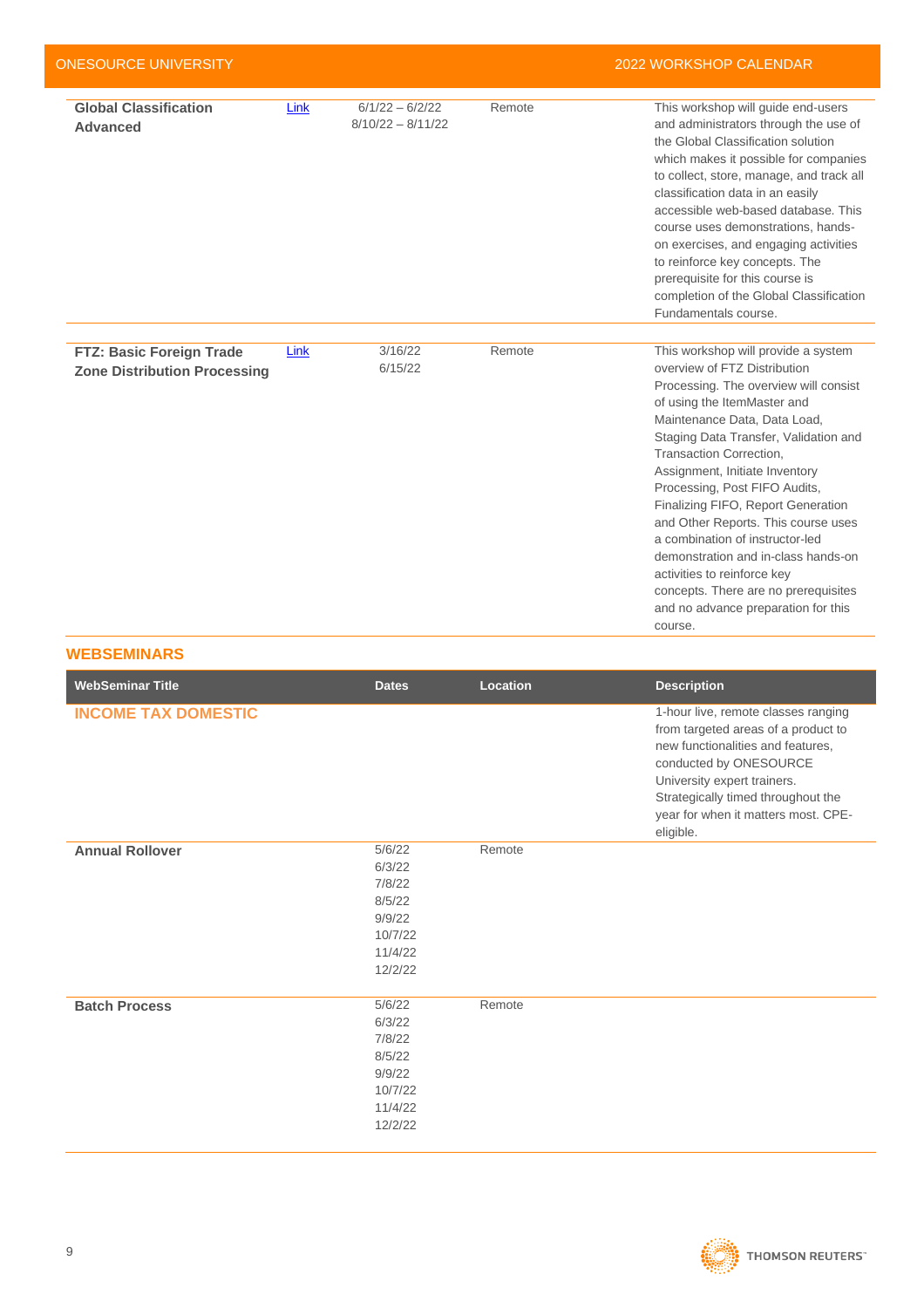| | | | | |
|---|---|---|---|---|
| **Global Classification Advanced** | Link | 6/1/22 – 6/2/22<br>8/10/22 – 8/11/22 | Remote | This workshop will guide end-users and administrators through the use of the Global Classification solution which makes it possible for companies to collect, store, manage, and track all classification data in an easily accessible web-based database. This course uses demonstrations, hands-on exercises, and engaging activities to reinforce key concepts. The prerequisite for this course is completion of the Global Classification Fundamentals course. |
| **FTZ: Basic Foreign Trade Zone Distribution Processing** | Link | 3/16/22<br>6/15/22 | Remote | This workshop will provide a system overview of FTZ Distribution Processing. The overview will consist of using the ItemMaster and Maintenance Data, Data Load, Staging Data Transfer, Validation and Transaction Correction, Assignment, Initiate Inventory Processing, Post FIFO Audits, Finalizing FIFO, Report Generation and Other Reports. This course uses a combination of instructor-led demonstration and in-class hands-on activities to reinforce key concepts. There are no prerequisites and no advance preparation for this course. |

## WEBSEMINARS

| WebSeminar Title | Dates | Location | Description |
|---|---|---|---|
| **INCOME TAX DOMESTIC** | | | 1-hour live, remote classes ranging from targeted areas of a product to new functionalities and features, conducted by ONESOURCE University expert trainers. Strategically timed throughout the year for when it matters most. CPE-eligible. |
| **Annual Rollover** | 5/6/22<br>6/3/22<br>7/8/22<br>8/5/22<br>9/9/22<br>10/7/22<br>11/4/22<br>12/2/22 | Remote | |
| **Batch Process** | 5/6/22<br>6/3/22<br>7/8/22<br>8/5/22<br>9/9/22<br>10/7/22<br>11/4/22<br>12/2/22 | Remote | |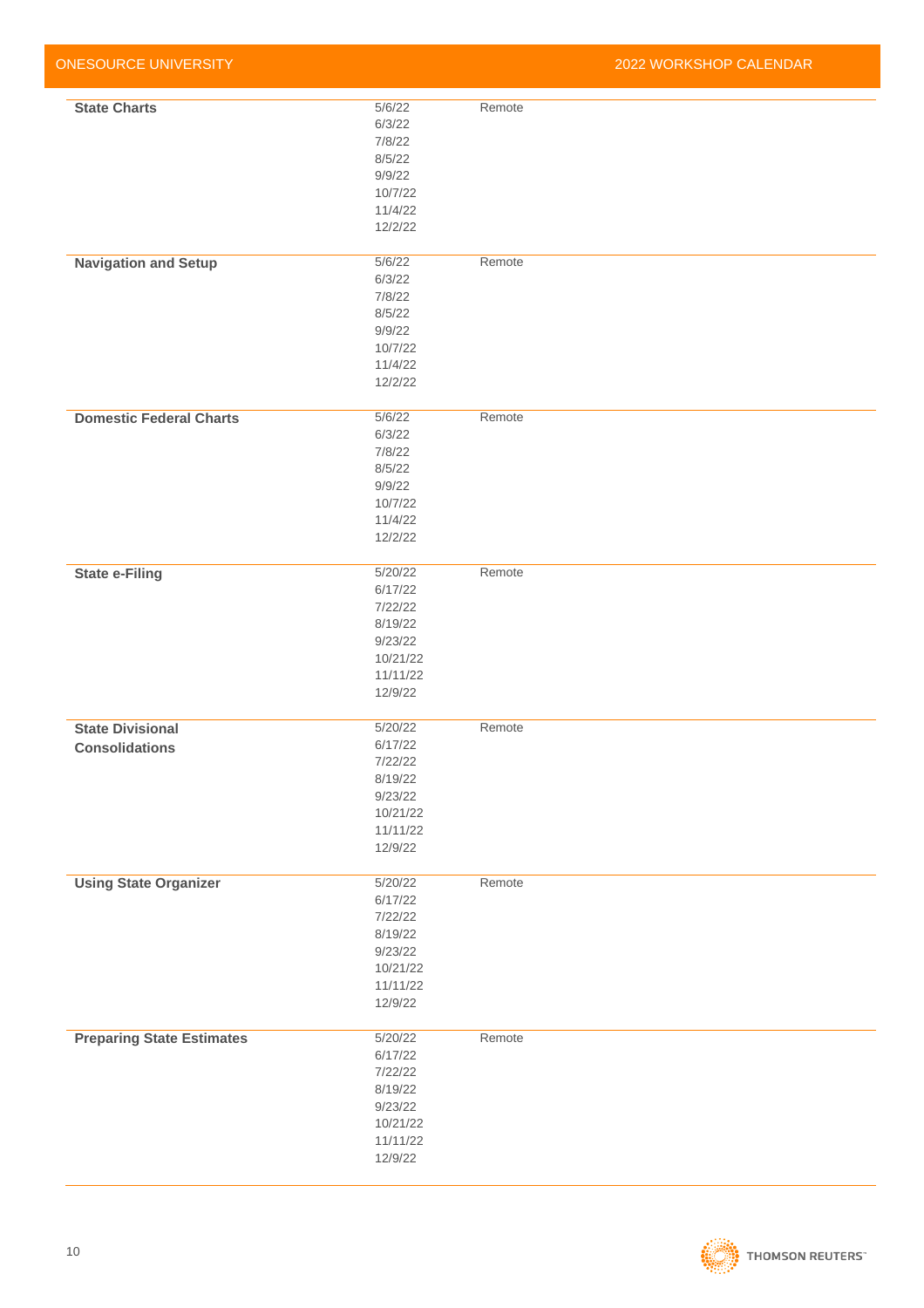| Workshop | Dates | Location |
|---|---|---|
| **State Charts** | 5/6/22<br>6/3/22<br>7/8/22<br>8/5/22<br>9/9/22<br>10/7/22<br>11/4/22<br>12/2/22 | Remote |
| **Navigation and Setup** | 5/6/22<br>6/3/22<br>7/8/22<br>8/5/22<br>9/9/22<br>10/7/22<br>11/4/22<br>12/2/22 | Remote |
| **Domestic Federal Charts** | 5/6/22<br>6/3/22<br>7/8/22<br>8/5/22<br>9/9/22<br>10/7/22<br>11/4/22<br>12/2/22 | Remote |
| **State e-Filing** | 5/20/22<br>6/17/22<br>7/22/22<br>8/19/22<br>9/23/22<br>10/21/22<br>11/11/22<br>12/9/22 | Remote |
| **State Divisional Consolidations** | 5/20/22<br>6/17/22<br>7/22/22<br>8/19/22<br>9/23/22<br>10/21/22<br>11/11/22<br>12/9/22 | Remote |
| **Using State Organizer** | 5/20/22<br>6/17/22<br>7/22/22<br>8/19/22<br>9/23/22<br>10/21/22<br>11/11/22<br>12/9/22 | Remote |
| **Preparing State Estimates** | 5/20/22<br>6/17/22<br>7/22/22<br>8/19/22<br>9/23/22<br>10/21/22<br>11/11/22<br>12/9/22 | Remote |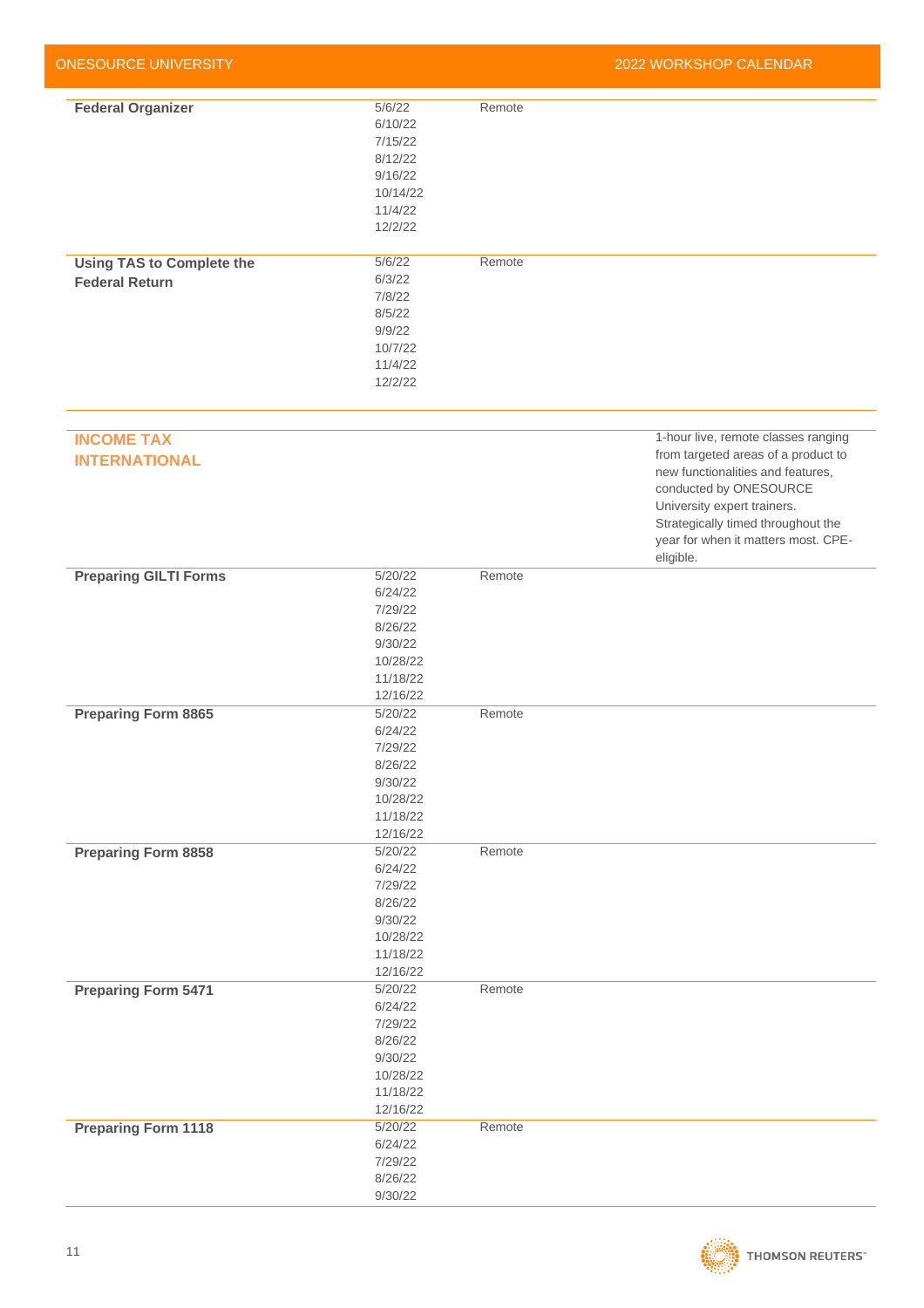| | | | |
|---|---|---|---|
| **Federal Organizer** | 5/6/22<br>6/10/22<br>7/15/22<br>8/12/22<br>9/16/22<br>10/14/22<br>11/4/22<br>12/2/22 | Remote | |
| **Using TAS to Complete the Federal Return** | 5/6/22<br>6/3/22<br>7/8/22<br>8/5/22<br>9/9/22<br>10/7/22<br>11/4/22<br>12/2/22 | Remote | |

## INCOME TAX INTERNATIONAL

1-hour live, remote classes ranging from targeted areas of a product to new functionalities and features, conducted by ONESOURCE University expert trainers. Strategically timed throughout the year for when it matters most. CPE-eligible.

| | | | |
|---|---|---|---|
| **Preparing GILTI Forms** | 5/20/22<br>6/24/22<br>7/29/22<br>8/26/22<br>9/30/22<br>10/28/22<br>11/18/22<br>12/16/22 | Remote | |
| **Preparing Form 8865** | 5/20/22<br>6/24/22<br>7/29/22<br>8/26/22<br>9/30/22<br>10/28/22<br>11/18/22<br>12/16/22 | Remote | |
| **Preparing Form 8858** | 5/20/22<br>6/24/22<br>7/29/22<br>8/26/22<br>9/30/22<br>10/28/22<br>11/18/22<br>12/16/22 | Remote | |
| **Preparing Form 5471** | 5/20/22<br>6/24/22<br>7/29/22<br>8/26/22<br>9/30/22<br>10/28/22<br>11/18/22<br>12/16/22 | Remote | |
| **Preparing Form 1118** | 5/20/22<br>6/24/22<br>7/29/22<br>8/26/22<br>9/30/22 | Remote | |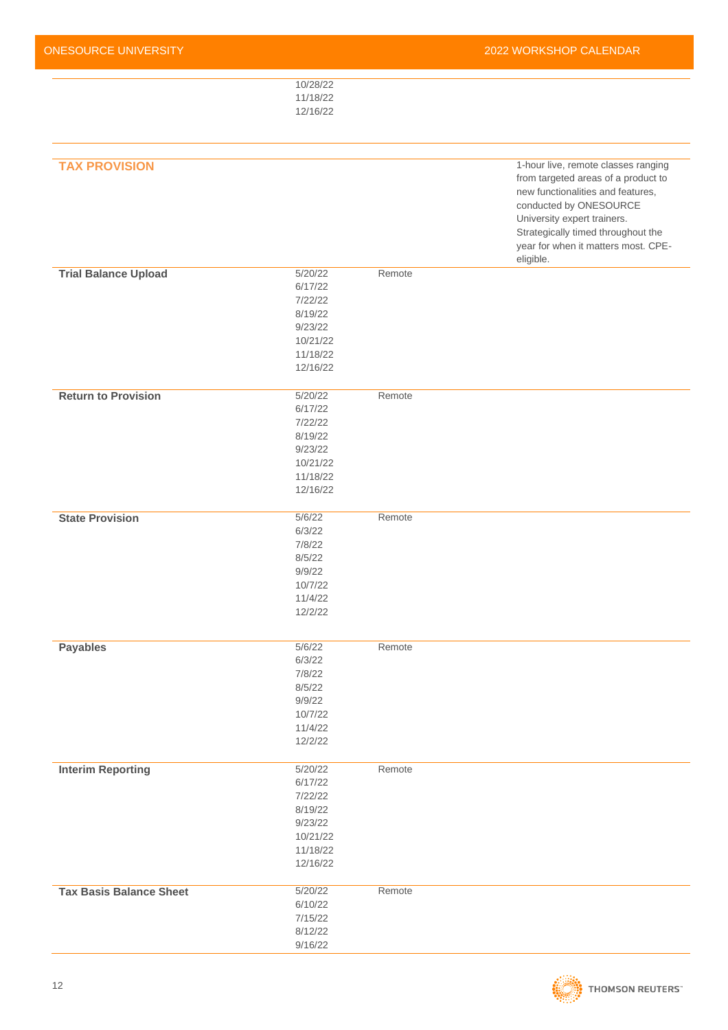| | | | |
|---|---|---|---|
| | 10/28/22<br>11/18/22<br>12/16/22 | | |

| **TAX PROVISION** | | | 1-hour live, remote classes ranging from targeted areas of a product to new functionalities and features, conducted by ONESOURCE University expert trainers. Strategically timed throughout the year for when it matters most. CPE-eligible. |
|---|---|---|---|
| **Trial Balance Upload** | 5/20/22<br>6/17/22<br>7/22/22<br>8/19/22<br>9/23/22<br>10/21/22<br>11/18/22<br>12/16/22 | Remote | |
| **Return to Provision** | 5/20/22<br>6/17/22<br>7/22/22<br>8/19/22<br>9/23/22<br>10/21/22<br>11/18/22<br>12/16/22 | Remote | |
| **State Provision** | 5/6/22<br>6/3/22<br>7/8/22<br>8/5/22<br>9/9/22<br>10/7/22<br>11/4/22<br>12/2/22 | Remote | |
| **Payables** | 5/6/22<br>6/3/22<br>7/8/22<br>8/5/22<br>9/9/22<br>10/7/22<br>11/4/22<br>12/2/22 | Remote | |
| **Interim Reporting** | 5/20/22<br>6/17/22<br>7/22/22<br>8/19/22<br>9/23/22<br>10/21/22<br>11/18/22<br>12/16/22 | Remote | |
| **Tax Basis Balance Sheet** | 5/20/22<br>6/10/22<br>7/15/22<br>8/12/22<br>9/16/22 | Remote | |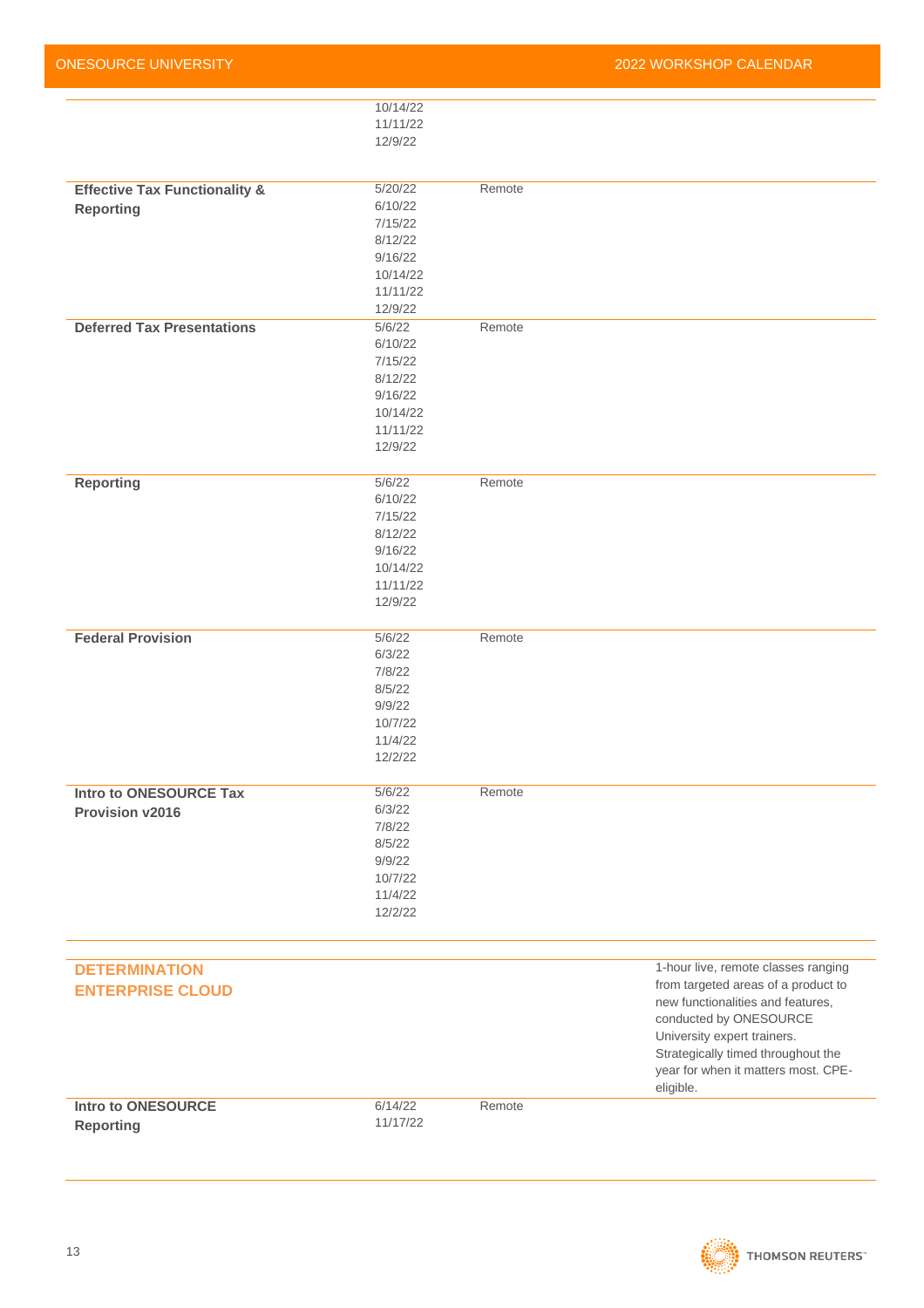| | | | |
|---|---|---|---|
| | 10/14/22<br>11/11/22<br>12/9/22 | | |
| **Effective Tax Functionality & Reporting** | 5/20/22<br>6/10/22<br>7/15/22<br>8/12/22<br>9/16/22<br>10/14/22<br>11/11/22<br>12/9/22 | Remote | |
| **Deferred Tax Presentations** | 5/6/22<br>6/10/22<br>7/15/22<br>8/12/22<br>9/16/22<br>10/14/22<br>11/11/22<br>12/9/22 | Remote | |
| **Reporting** | 5/6/22<br>6/10/22<br>7/15/22<br>8/12/22<br>9/16/22<br>10/14/22<br>11/11/22<br>12/9/22 | Remote | |
| **Federal Provision** | 5/6/22<br>6/3/22<br>7/8/22<br>8/5/22<br>9/9/22<br>10/7/22<br>11/4/22<br>12/2/22 | Remote | |
| **Intro to ONESOURCE Tax Provision v2016** | 5/6/22<br>6/3/22<br>7/8/22<br>8/5/22<br>9/9/22<br>10/7/22<br>11/4/22<br>12/2/22 | Remote | |

| | | | |
|---|---|---|---|
| **DETERMINATION ENTERPRISE CLOUD** | | | 1-hour live, remote classes ranging from targeted areas of a product to new functionalities and features, conducted by ONESOURCE University expert trainers. Strategically timed throughout the year for when it matters most. CPE-eligible. |
| **Intro to ONESOURCE Reporting** | 6/14/22<br>11/17/22 | Remote | |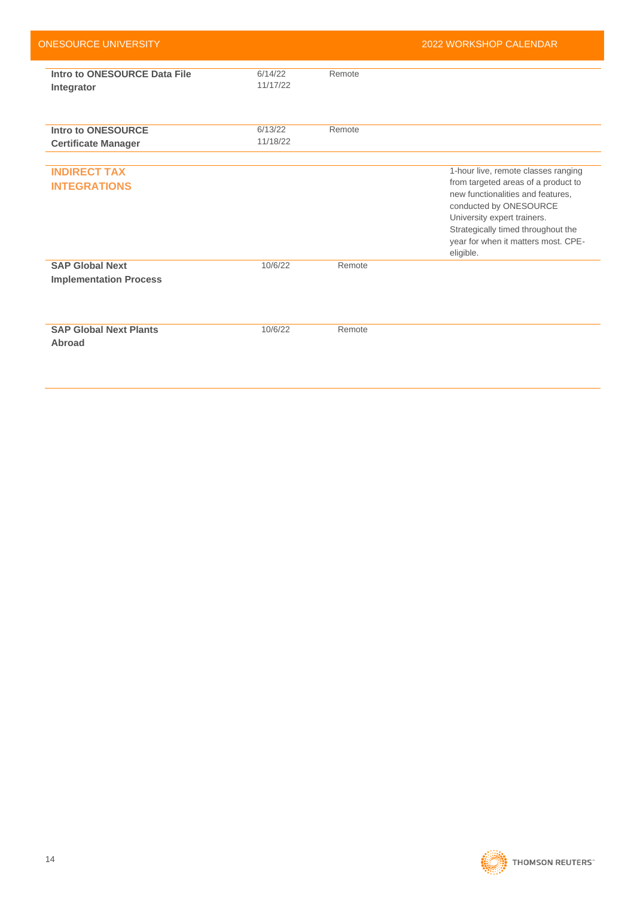| | | | |
|---|---|---|---|
| **Intro to ONESOURCE Data File Integrator** | 6/14/22<br>11/17/22 | Remote | |
| **Intro to ONESOURCE Certificate Manager** | 6/13/22<br>11/18/22 | Remote | |

## INDIRECT TAX INTEGRATIONS

1-hour live, remote classes ranging from targeted areas of a product to new functionalities and features, conducted by ONESOURCE University expert trainers. Strategically timed throughout the year for when it matters most. CPE-eligible.

| | | |
|---|---|---|
| **SAP Global Next Implementation Process** | 10/6/22 | Remote |
| **SAP Global Next Plants Abroad** | 10/6/22 | Remote |